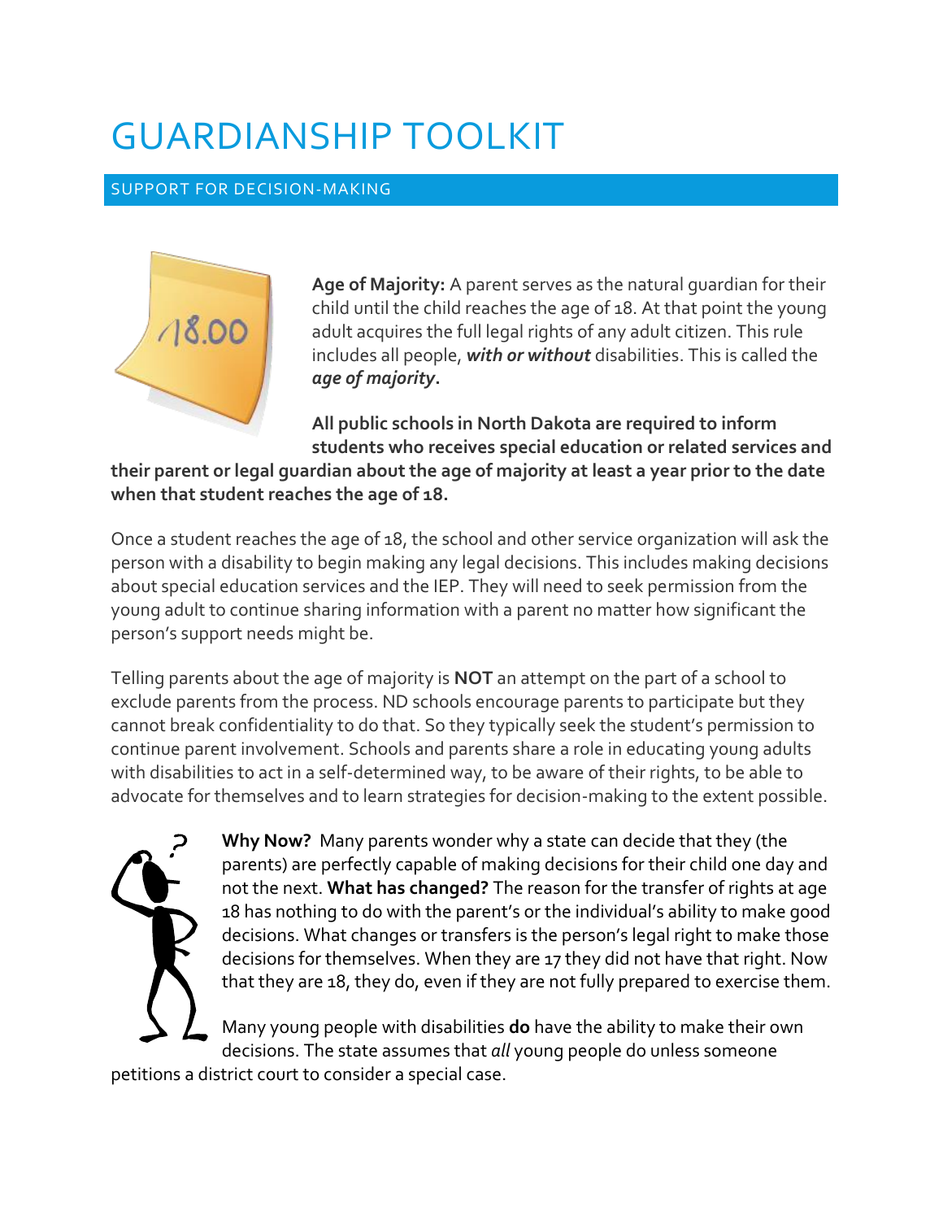# GUARDIANSHIP TOOLKIT

## SUPPORT FOR DECISION-MAKING

**Age of Majority:** A parent serves as the natural guardian for their child until the child reaches the age of 18. At that point the young adult acquires the full legal rights of any adult citizen. This rule includes all people, ***with or without*** disabilities. This is called the ***age of majority***.

**All public schools in North Dakota are required to inform students who receives special education or related services and their parent or legal guardian about the age of majority at least a year prior to the date when that student reaches the age of 18.**

Once a student reaches the age of 18, the school and other service organization will ask the person with a disability to begin making any legal decisions. This includes making decisions about special education services and the IEP. They will need to seek permission from the young adult to continue sharing information with a parent no matter how significant the person's support needs might be.

Telling parents about the age of majority is **NOT** an attempt on the part of a school to exclude parents from the process. ND schools encourage parents to participate but they cannot break confidentiality to do that. So they typically seek the student's permission to continue parent involvement. Schools and parents share a role in educating young adults with disabilities to act in a self-determined way, to be aware of their rights, to be able to advocate for themselves and to learn strategies for decision-making to the extent possible.

**Why Now?** Many parents wonder why a state can decide that they (the parents) are perfectly capable of making decisions for their child one day and not the next. **What has changed?** The reason for the transfer of rights at age 18 has nothing to do with the parent's or the individual's ability to make good decisions. What changes or transfers is the person's legal right to make those decisions for themselves. When they are 17 they did not have that right. Now that they are 18, they do, even if they are not fully prepared to exercise them.

Many young people with disabilities **do** have the ability to make their own decisions. The state assumes that *all* young people do unless someone petitions a district court to consider a special case.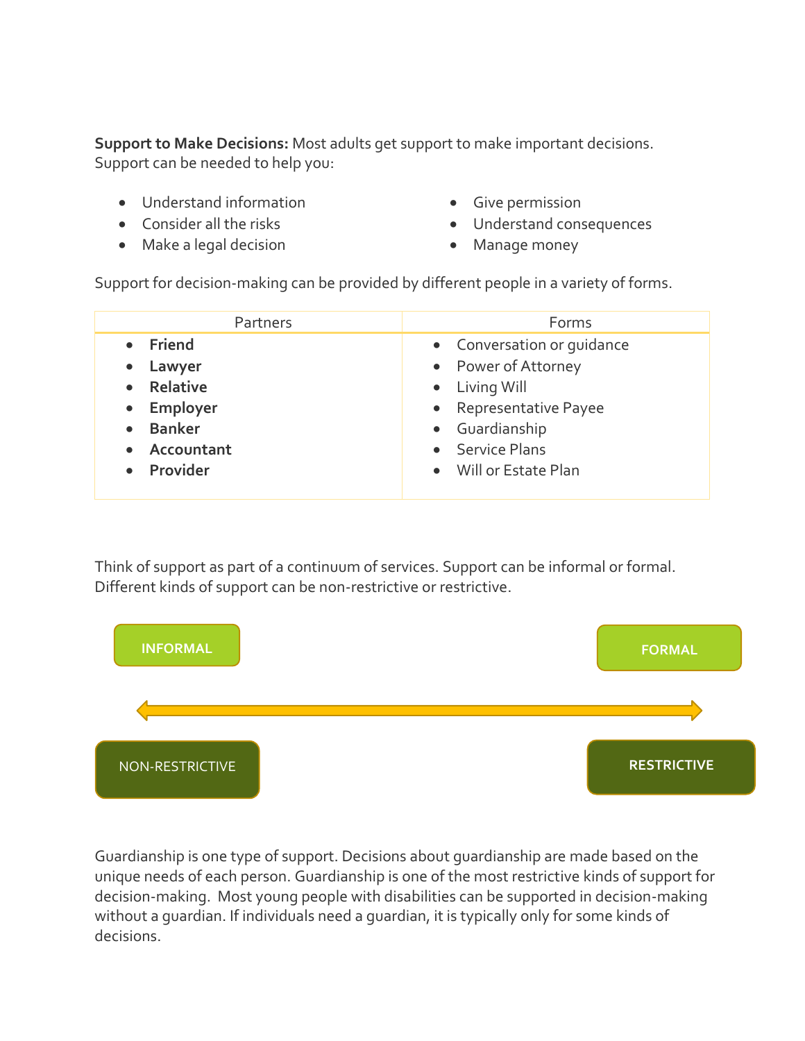**Support to Make Decisions:** Most adults get support to make important decisions. Support can be needed to help you:

- Understand information
- Consider all the risks
- Make a legal decision
- Give permission
- Understand consequences
- Manage money

Support for decision-making can be provided by different people in a variety of forms.

| Partners | Forms |
| --- | --- |
| • **Friend** | • Conversation or guidance |
| • **Lawyer** | • Power of Attorney |
| • **Relative** | • Living Will |
| • **Employer** | • Representative Payee |
| • **Banker** | • Guardianship |
| • **Accountant** | • Service Plans |
| • **Provider** | • Will or Estate Plan |

Think of support as part of a continuum of services. Support can be informal or formal. Different kinds of support can be non-restrictive or restrictive.

INFORMAL ↔ FORMAL

NON-RESTRICTIVE ↔ RESTRICTIVE

Guardianship is one type of support. Decisions about guardianship are made based on the unique needs of each person. Guardianship is one of the most restrictive kinds of support for decision-making. Most young people with disabilities can be supported in decision-making without a guardian. If individuals need a guardian, it is typically only for some kinds of decisions.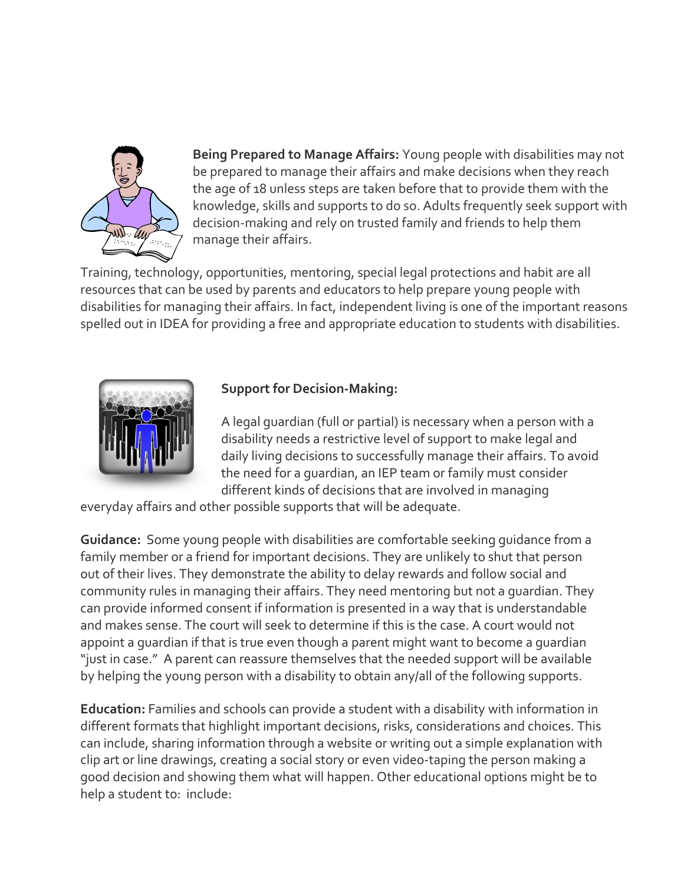**Being Prepared to Manage Affairs:** Young people with disabilities may not be prepared to manage their affairs and make decisions when they reach the age of 18 unless steps are taken before that to provide them with the knowledge, skills and supports to do so. Adults frequently seek support with decision-making and rely on trusted family and friends to help them manage their affairs.

Training, technology, opportunities, mentoring, special legal protections and habit are all resources that can be used by parents and educators to help prepare young people with disabilities for managing their affairs. In fact, independent living is one of the important reasons spelled out in IDEA for providing a free and appropriate education to students with disabilities.

**Support for Decision-Making:**

A legal guardian (full or partial) is necessary when a person with a disability needs a restrictive level of support to make legal and daily living decisions to successfully manage their affairs. To avoid the need for a guardian, an IEP team or family must consider different kinds of decisions that are involved in managing everyday affairs and other possible supports that will be adequate.

**Guidance:** Some young people with disabilities are comfortable seeking guidance from a family member or a friend for important decisions. They are unlikely to shut that person out of their lives. They demonstrate the ability to delay rewards and follow social and community rules in managing their affairs. They need mentoring but not a guardian. They can provide informed consent if information is presented in a way that is understandable and makes sense. The court will seek to determine if this is the case. A court would not appoint a guardian if that is true even though a parent might want to become a guardian "just in case." A parent can reassure themselves that the needed support will be available by helping the young person with a disability to obtain any/all of the following supports.

**Education:** Families and schools can provide a student with a disability with information in different formats that highlight important decisions, risks, considerations and choices. This can include, sharing information through a website or writing out a simple explanation with clip art or line drawings, creating a social story or even video-taping the person making a good decision and showing them what will happen. Other educational options might be to help a student to: include: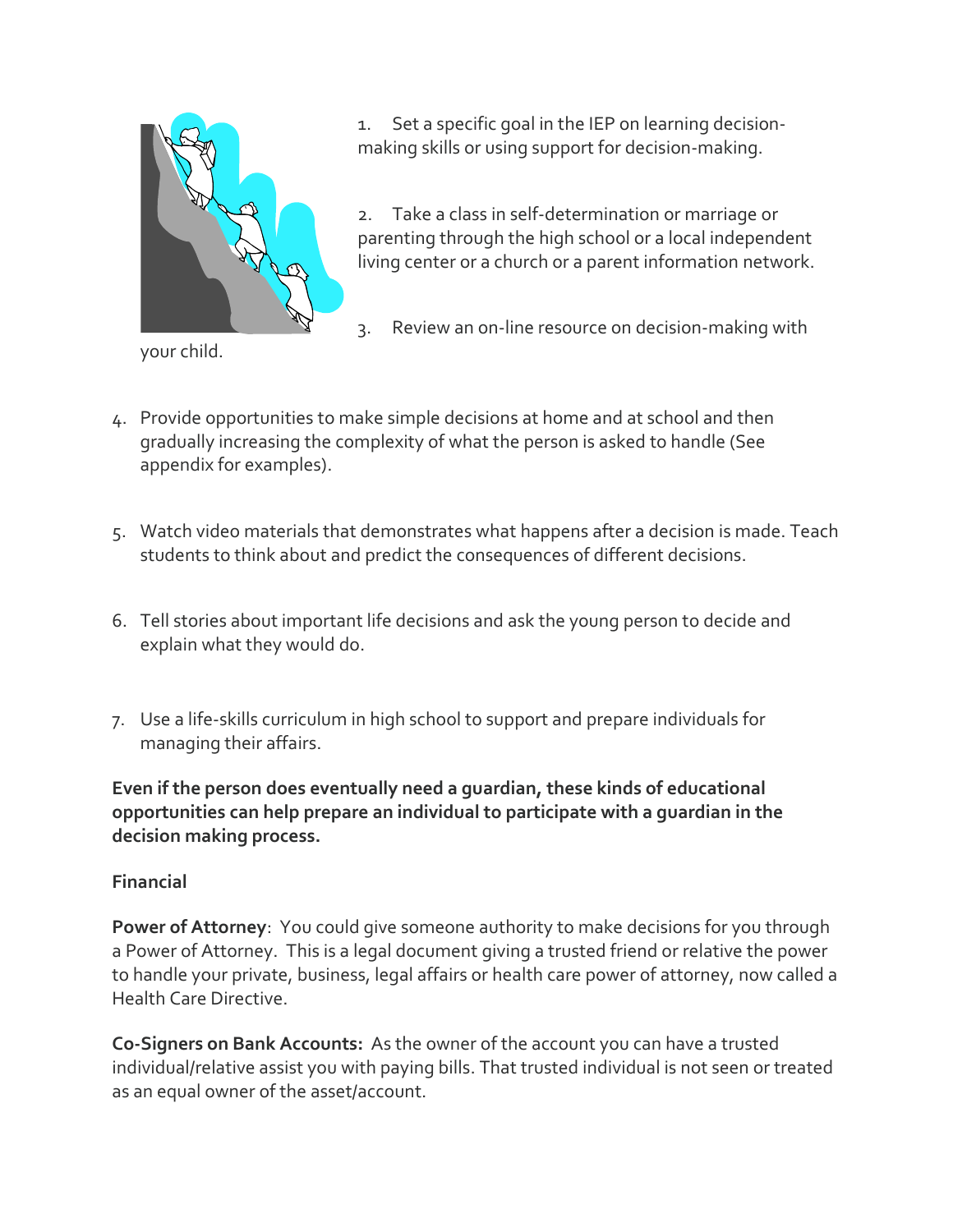1. Set a specific goal in the IEP on learning decision-making skills or using support for decision-making.

2. Take a class in self-determination or marriage or parenting through the high school or a local independent living center or a church or a parent information network.

3. Review an on-line resource on decision-making with your child.

4. Provide opportunities to make simple decisions at home and at school and then gradually increasing the complexity of what the person is asked to handle (See appendix for examples).

5. Watch video materials that demonstrates what happens after a decision is made. Teach students to think about and predict the consequences of different decisions.

6. Tell stories about important life decisions and ask the young person to decide and explain what they would do.

7. Use a life-skills curriculum in high school to support and prepare individuals for managing their affairs.

**Even if the person does eventually need a guardian, these kinds of educational opportunities can help prepare an individual to participate with a guardian in the decision making process.**

**Financial**

**Power of Attorney**: You could give someone authority to make decisions for you through a Power of Attorney. This is a legal document giving a trusted friend or relative the power to handle your private, business, legal affairs or health care power of attorney, now called a Health Care Directive.

**Co-Signers on Bank Accounts:** As the owner of the account you can have a trusted individual/relative assist you with paying bills. That trusted individual is not seen or treated as an equal owner of the asset/account.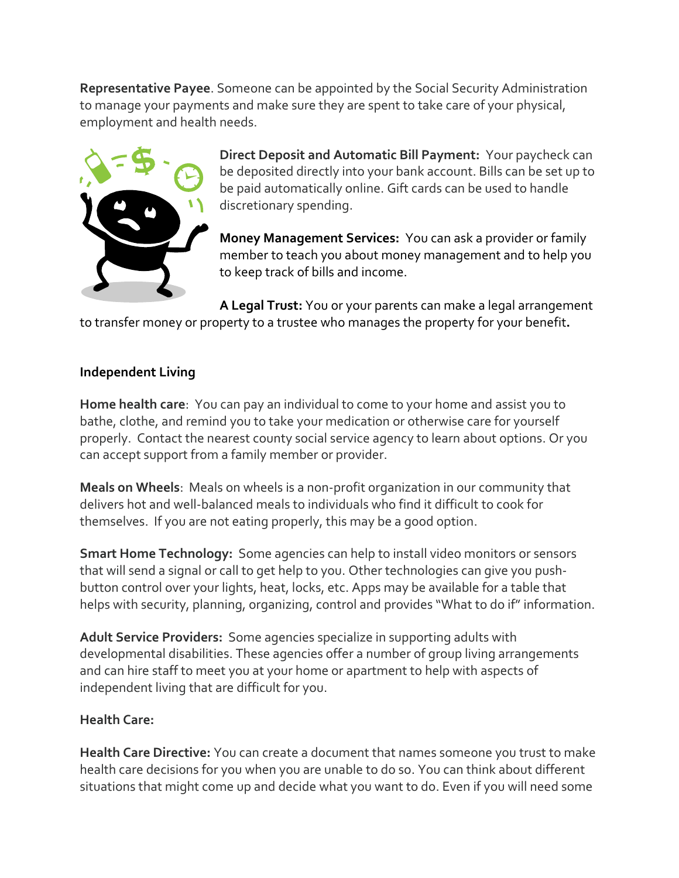**Representative Payee**. Someone can be appointed by the Social Security Administration to manage your payments and make sure they are spent to take care of your physical, employment and health needs.

**Direct Deposit and Automatic Bill Payment:** Your paycheck can be deposited directly into your bank account. Bills can be set up to be paid automatically online. Gift cards can be used to handle discretionary spending.

**Money Management Services:** You can ask a provider or family member to teach you about money management and to help you to keep track of bills and income.

**A Legal Trust:** You or your parents can make a legal arrangement to transfer money or property to a trustee who manages the property for your benefit**.**

**Independent Living**

**Home health care**: You can pay an individual to come to your home and assist you to bathe, clothe, and remind you to take your medication or otherwise care for yourself properly. Contact the nearest county social service agency to learn about options. Or you can accept support from a family member or provider.

**Meals on Wheels**: Meals on wheels is a non-profit organization in our community that delivers hot and well-balanced meals to individuals who find it difficult to cook for themselves. If you are not eating properly, this may be a good option.

**Smart Home Technology:** Some agencies can help to install video monitors or sensors that will send a signal or call to get help to you. Other technologies can give you push-button control over your lights, heat, locks, etc. Apps may be available for a table that helps with security, planning, organizing, control and provides "What to do if" information.

**Adult Service Providers:** Some agencies specialize in supporting adults with developmental disabilities. These agencies offer a number of group living arrangements and can hire staff to meet you at your home or apartment to help with aspects of independent living that are difficult for you.

**Health Care:**

**Health Care Directive:** You can create a document that names someone you trust to make health care decisions for you when you are unable to do so. You can think about different situations that might come up and decide what you want to do. Even if you will need some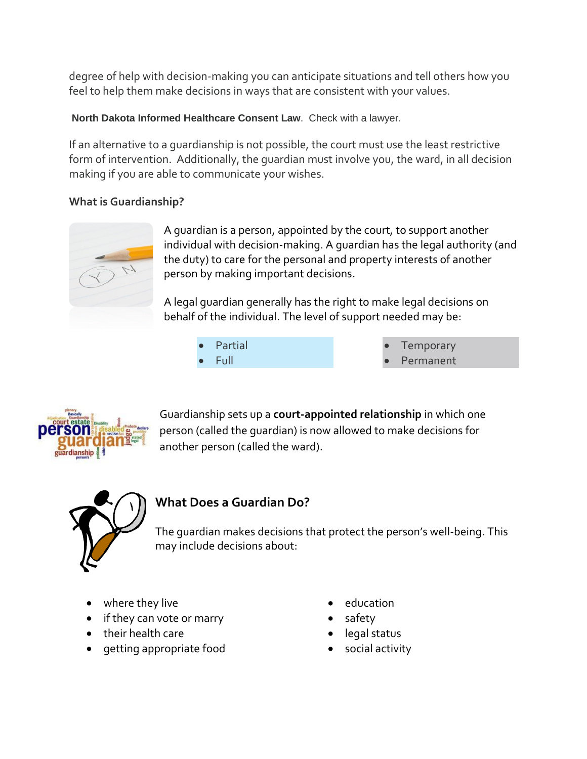degree of help with decision-making you can anticipate situations and tell others how you feel to help them make decisions in ways that are consistent with your values.

**North Dakota Informed Healthcare Consent Law**. Check with a lawyer.

If an alternative to a guardianship is not possible, the court must use the least restrictive form of intervention. Additionally, the guardian must involve you, the ward, in all decision making if you are able to communicate your wishes.

### What is Guardianship?

A guardian is a person, appointed by the court, to support another individual with decision-making. A guardian has the legal authority (and the duty) to care for the personal and property interests of another person by making important decisions.

A legal guardian generally has the right to make legal decisions on behalf of the individual. The level of support needed may be:

- Partial
- Full
- Temporary
- Permanent

Guardianship sets up a **court-appointed relationship** in which one person (called the guardian) is now allowed to make decisions for another person (called the ward).

### What Does a Guardian Do?

The guardian makes decisions that protect the person's well-being. This may include decisions about:

- where they live
- if they can vote or marry
- their health care
- getting appropriate food
- education
- safety
- legal status
- social activity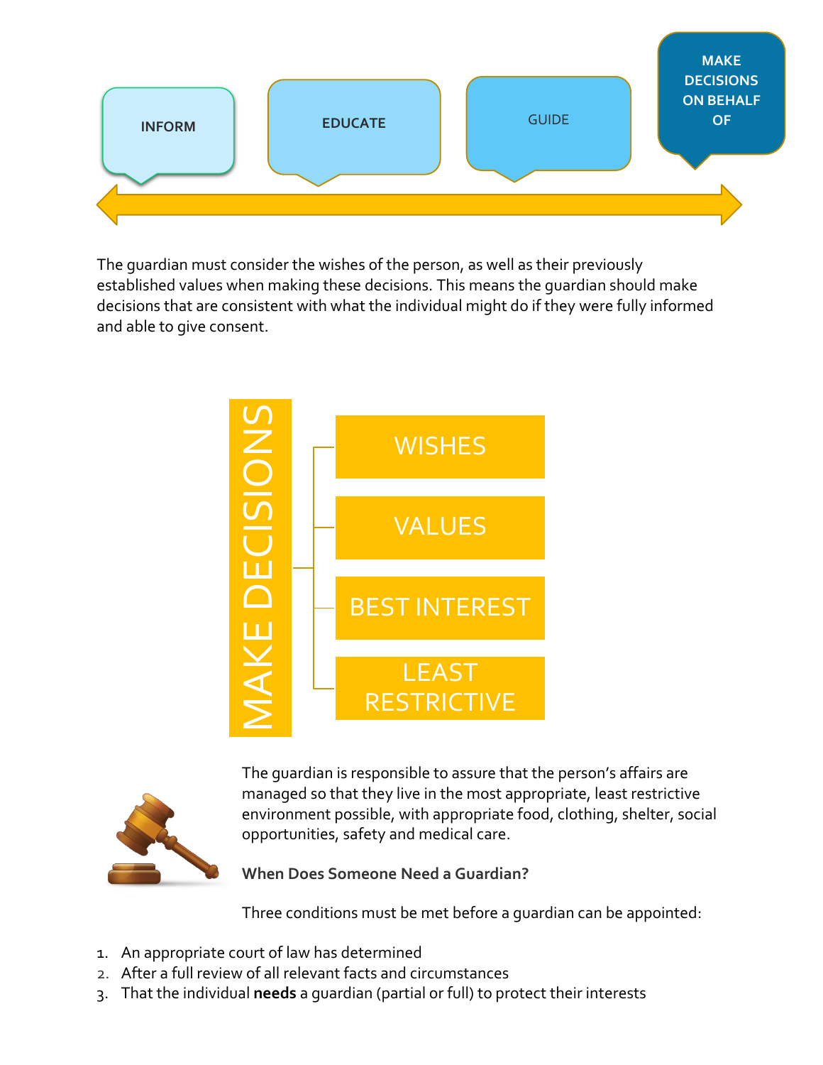INFORM

EDUCATE

GUIDE

MAKE DECISIONS ON BEHALF OF

The guardian must consider the wishes of the person, as well as their previously established values when making these decisions. This means the guardian should make decisions that are consistent with what the individual might do if they were fully informed and able to give consent.

MAKE DECISIONS

- WISHES
- VALUES
- BEST INTEREST
- LEAST RESTRICTIVE

The guardian is responsible to assure that the person's affairs are managed so that they live in the most appropriate, least restrictive environment possible, with appropriate food, clothing, shelter, social opportunities, safety and medical care.

**When Does Someone Need a Guardian?**

Three conditions must be met before a guardian can be appointed:

1. An appropriate court of law has determined
2. After a full review of all relevant facts and circumstances
3. That the individual **needs** a guardian (partial or full) to protect their interests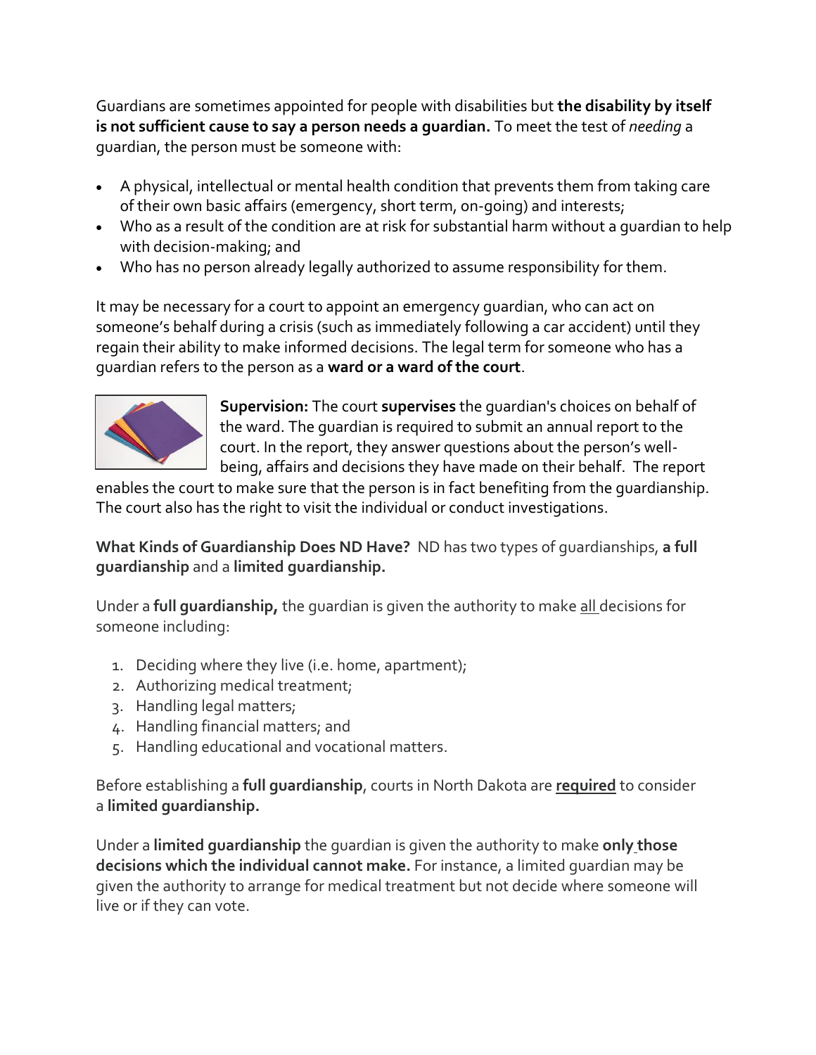Guardians are sometimes appointed for people with disabilities but **the disability by itself is not sufficient cause to say a person needs a guardian.** To meet the test of *needing* a guardian, the person must be someone with:

- A physical, intellectual or mental health condition that prevents them from taking care of their own basic affairs (emergency, short term, on-going) and interests;
- Who as a result of the condition are at risk for substantial harm without a guardian to help with decision-making; and
- Who has no person already legally authorized to assume responsibility for them.

It may be necessary for a court to appoint an emergency guardian, who can act on someone's behalf during a crisis (such as immediately following a car accident) until they regain their ability to make informed decisions. The legal term for someone who has a guardian refers to the person as a **ward or a ward of the court**.

**Supervision:** The court **supervises** the guardian's choices on behalf of the ward. The guardian is required to submit an annual report to the court. In the report, they answer questions about the person's well-being, affairs and decisions they have made on their behalf. The report enables the court to make sure that the person is in fact benefiting from the guardianship. The court also has the right to visit the individual or conduct investigations.

**What Kinds of Guardianship Does ND Have?** ND has two types of guardianships, **a full guardianship** and a **limited guardianship.**

Under a **full guardianship,** the guardian is given the authority to make <u>all</u> decisions for someone including:

1. Deciding where they live (i.e. home, apartment);
2. Authorizing medical treatment;
3. Handling legal matters;
4. Handling financial matters; and
5. Handling educational and vocational matters.

Before establishing a **full guardianship**, courts in North Dakota are **<u>required</u>** to consider a **limited guardianship.**

Under a **limited guardianship** the guardian is given the authority to make **only those decisions which the individual cannot make.** For instance, a limited guardian may be given the authority to arrange for medical treatment but not decide where someone will live or if they can vote.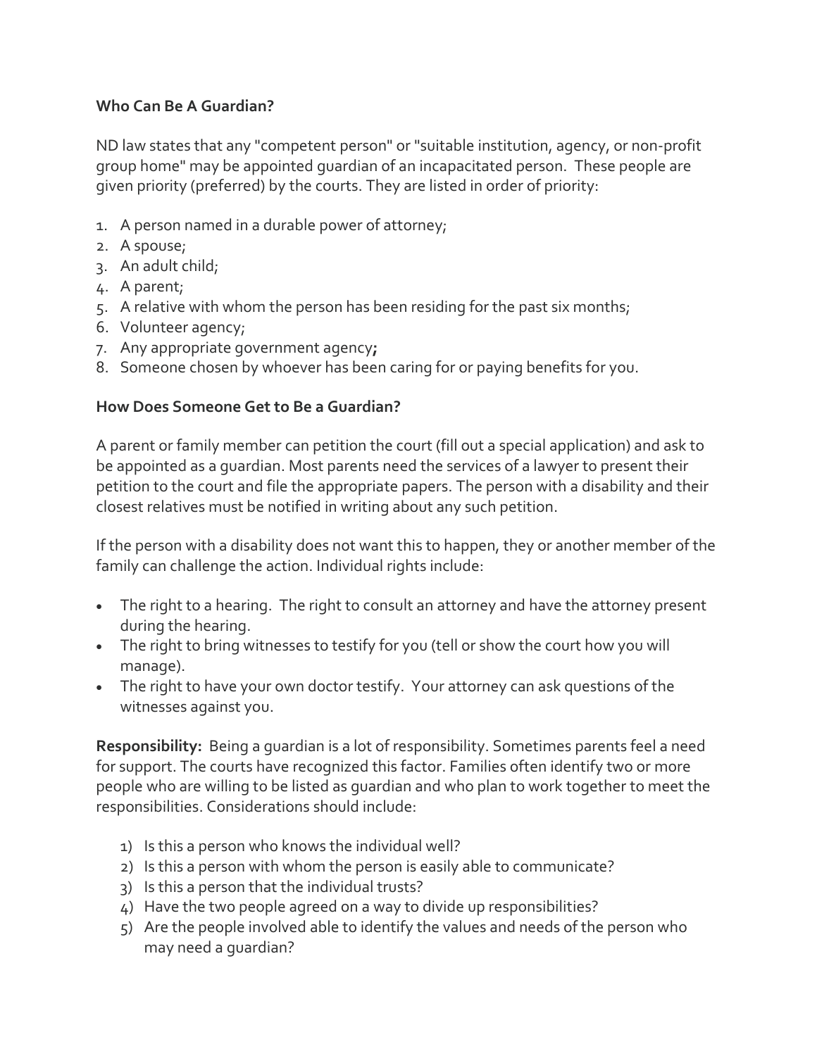**Who Can Be A Guardian?**

ND law states that any "competent person" or "suitable institution, agency, or non-profit group home" may be appointed guardian of an incapacitated person. These people are given priority (preferred) by the courts. They are listed in order of priority:

1. A person named in a durable power of attorney;
2. A spouse;
3. An adult child;
4. A parent;
5. A relative with whom the person has been residing for the past six months;
6. Volunteer agency;
7. Any appropriate government agency**;**
8. Someone chosen by whoever has been caring for or paying benefits for you.

**How Does Someone Get to Be a Guardian?**

A parent or family member can petition the court (fill out a special application) and ask to be appointed as a guardian. Most parents need the services of a lawyer to present their petition to the court and file the appropriate papers. The person with a disability and their closest relatives must be notified in writing about any such petition.

If the person with a disability does not want this to happen, they or another member of the family can challenge the action. Individual rights include:

- The right to a hearing. The right to consult an attorney and have the attorney present during the hearing.
- The right to bring witnesses to testify for you (tell or show the court how you will manage).
- The right to have your own doctor testify. Your attorney can ask questions of the witnesses against you.

**Responsibility:** Being a guardian is a lot of responsibility. Sometimes parents feel a need for support. The courts have recognized this factor. Families often identify two or more people who are willing to be listed as guardian and who plan to work together to meet the responsibilities. Considerations should include:

1) Is this a person who knows the individual well?
2) Is this a person with whom the person is easily able to communicate?
3) Is this a person that the individual trusts?
4) Have the two people agreed on a way to divide up responsibilities?
5) Are the people involved able to identify the values and needs of the person who may need a guardian?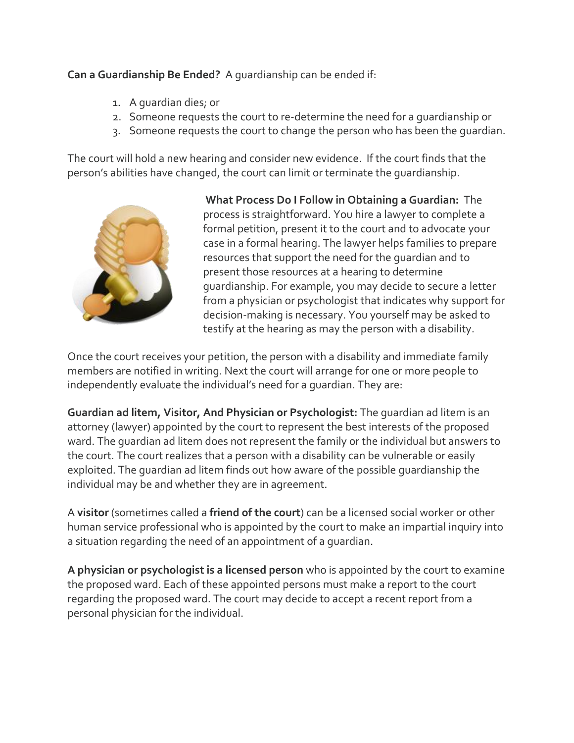**Can a Guardianship Be Ended?** A guardianship can be ended if:

1. A guardian dies; or
2. Someone requests the court to re-determine the need for a guardianship or
3. Someone requests the court to change the person who has been the guardian.

The court will hold a new hearing and consider new evidence. If the court finds that the person's abilities have changed, the court can limit or terminate the guardianship.

**What Process Do I Follow in Obtaining a Guardian:** The process is straightforward. You hire a lawyer to complete a formal petition, present it to the court and to advocate your case in a formal hearing. The lawyer helps families to prepare resources that support the need for the guardian and to present those resources at a hearing to determine guardianship. For example, you may decide to secure a letter from a physician or psychologist that indicates why support for decision-making is necessary. You yourself may be asked to testify at the hearing as may the person with a disability.

Once the court receives your petition, the person with a disability and immediate family members are notified in writing. Next the court will arrange for one or more people to independently evaluate the individual's need for a guardian. They are:

**Guardian ad litem, Visitor, And Physician or Psychologist:** The guardian ad litem is an attorney (lawyer) appointed by the court to represent the best interests of the proposed ward. The guardian ad litem does not represent the family or the individual but answers to the court. The court realizes that a person with a disability can be vulnerable or easily exploited. The guardian ad litem finds out how aware of the possible guardianship the individual may be and whether they are in agreement.

A **visitor** (sometimes called a **friend of the court**) can be a licensed social worker or other human service professional who is appointed by the court to make an impartial inquiry into a situation regarding the need of an appointment of a guardian.

**A physician or psychologist is a licensed person** who is appointed by the court to examine the proposed ward. Each of these appointed persons must make a report to the court regarding the proposed ward. The court may decide to accept a recent report from a personal physician for the individual.